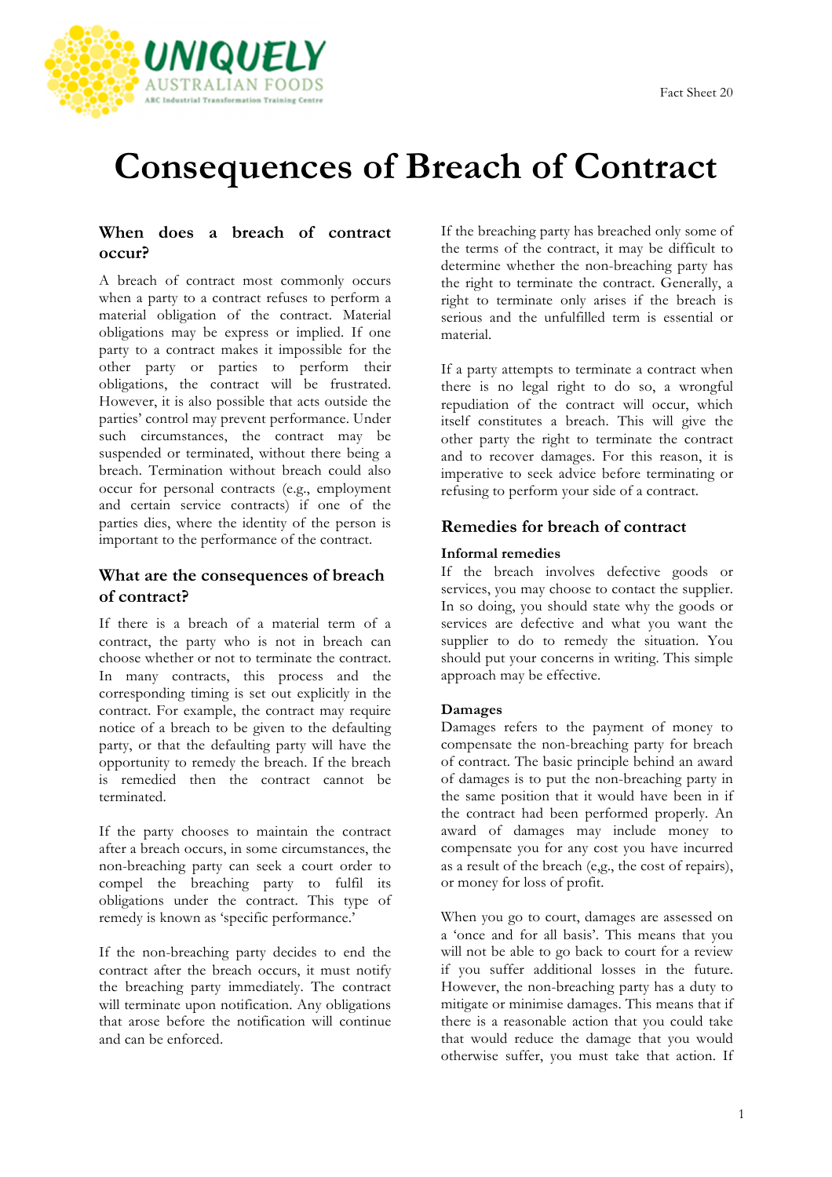Fact Sheet 20

# Consequences of Breach of Contract

## When does a breach of contract occur?

A breach of contract most commonly occurs when a party to a contract refuses to perform a material obligation of the contract. Material obligations may be express or implied. If one party to a contract makes it impossible for the other party or parties to perform their obligations, the contract will be frustrated. However, it is also possible that acts outside the parties' control may prevent performance. Under such circumstances, the contract may be suspended or terminated, without there being a breach. Termination without breach could also occur for personal contracts (e.g., employment and certain service contracts) if one of the parties dies, where the identity of the person is important to the performance of the contract.

## What are the consequences of breach of contract?

If there is a breach of a material term of a contract, the party who is not in breach can choose whether or not to terminate the contract. In many contracts, this process and the corresponding timing is set out explicitly in the contract. For example, the contract may require notice of a breach to be given to the defaulting party, or that the defaulting party will have the opportunity to remedy the breach. If the breach is remedied then the contract cannot be terminated.

If the party chooses to maintain the contract after a breach occurs, in some circumstances, the non-breaching party can seek a court order to compel the breaching party to fulfil its obligations under the contract. This type of remedy is known as 'specific performance.'

If the non-breaching party decides to end the contract after the breach occurs, it must notify the breaching party immediately. The contract will terminate upon notification. Any obligations that arose before the notification will continue and can be enforced.

If the breaching party has breached only some of the terms of the contract, it may be difficult to determine whether the non-breaching party has the right to terminate the contract. Generally, a right to terminate only arises if the breach is serious and the unfulfilled term is essential or material.

If a party attempts to terminate a contract when there is no legal right to do so, a wrongful repudiation of the contract will occur, which itself constitutes a breach. This will give the other party the right to terminate the contract and to recover damages. For this reason, it is imperative to seek advice before terminating or refusing to perform your side of a contract.

## Remedies for breach of contract

### Informal remedies

If the breach involves defective goods or services, you may choose to contact the supplier. In so doing, you should state why the goods or services are defective and what you want the supplier to do to remedy the situation. You should put your concerns in writing. This simple approach may be effective.

### Damages

Damages refers to the payment of money to compensate the non-breaching party for breach of contract. The basic principle behind an award of damages is to put the non-breaching party in the same position that it would have been in if the contract had been performed properly. An award of damages may include money to compensate you for any cost you have incurred as a result of the breach (e.g., the cost of repairs), or money for loss of profit.

When you go to court, damages are assessed on a 'once and for all basis'. This means that you will not be able to go back to court for a review if you suffer additional losses in the future. However, the non-breaching party has a duty to mitigate or minimise damages. This means that if there is a reasonable action that you could take that would reduce the damage that you would otherwise suffer, you must take that action. If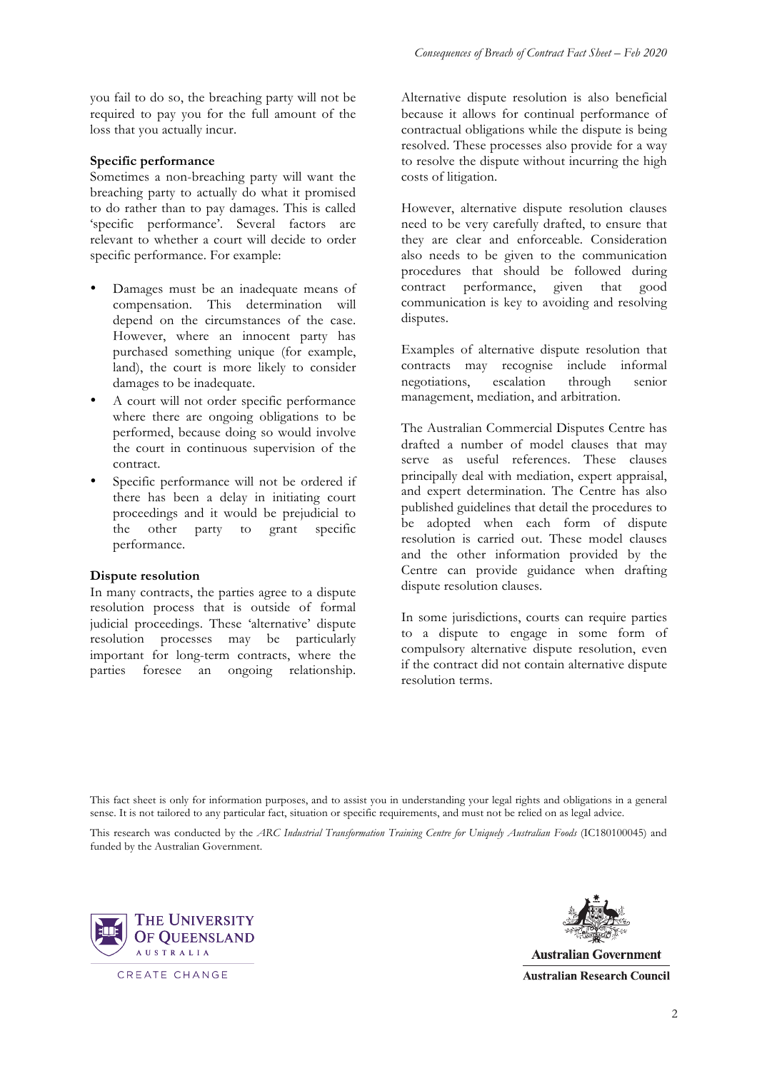you fail to do so, the breaching party will not be required to pay you for the full amount of the loss that you actually incur.

**Specific performance**

Sometimes a non-breaching party will want the breaching party to actually do what it promised to do rather than to pay damages. This is called 'specific performance'. Several factors are relevant to whether a court will decide to order specific performance. For example:

- Damages must be an inadequate means of compensation. This determination will depend on the circumstances of the case. However, where an innocent party has purchased something unique (for example, land), the court is more likely to consider damages to be inadequate.
- A court will not order specific performance where there are ongoing obligations to be performed, because doing so would involve the court in continuous supervision of the contract.
- Specific performance will not be ordered if there has been a delay in initiating court proceedings and it would be prejudicial to the other party to grant specific performance.

**Dispute resolution**

In many contracts, the parties agree to a dispute resolution process that is outside of formal judicial proceedings. These 'alternative' dispute resolution processes may be particularly important for long-term contracts, where the parties foresee an ongoing relationship. Alternative dispute resolution is also beneficial because it allows for continual performance of contractual obligations while the dispute is being resolved. These processes also provide for a way to resolve the dispute without incurring the high costs of litigation.

However, alternative dispute resolution clauses need to be very carefully drafted, to ensure that they are clear and enforceable. Consideration also needs to be given to the communication procedures that should be followed during contract performance, given that good communication is key to avoiding and resolving disputes.

Examples of alternative dispute resolution that contracts may recognise include informal negotiations, escalation through senior management, mediation, and arbitration.

The Australian Commercial Disputes Centre has drafted a number of model clauses that may serve as useful references. These clauses principally deal with mediation, expert appraisal, and expert determination. The Centre has also published guidelines that detail the procedures to be adopted when each form of dispute resolution is carried out. These model clauses and the other information provided by the Centre can provide guidance when drafting dispute resolution clauses.

In some jurisdictions, courts can require parties to a dispute to engage in some form of compulsory alternative dispute resolution, even if the contract did not contain alternative dispute resolution terms.

This fact sheet is only for information purposes, and to assist you in understanding your legal rights and obligations in a general sense. It is not tailored to any particular fact, situation or specific requirements, and must not be relied on as legal advice.

This research was conducted by the *ARC Industrial Transformation Training Centre for Uniquely Australian Foods* (IC180100045) and funded by the Australian Government.

THE UNIVERSITY OF QUEENSLAND AUSTRALIA

CREATE CHANGE

Australian Government

Australian Research Council